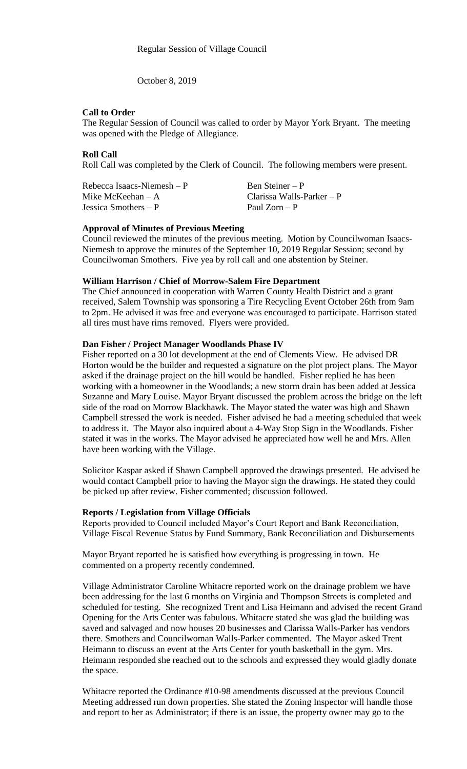Regular Session of Village Council

October 8, 2019

**Call to Order**

The Regular Session of Council was called to order by Mayor York Bryant. The meeting was opened with the Pledge of Allegiance.

**Roll Call**

Roll Call was completed by the Clerk of Council. The following members were present.

| | |
|---|---|
| Rebecca Isaacs-Niemesh – P | Ben Steiner – P |
| Mike McKeehan – A | Clarissa Walls-Parker – P |
| Jessica Smothers – P | Paul Zorn – P |

**Approval of Minutes of Previous Meeting**

Council reviewed the minutes of the previous meeting. Motion by Councilwoman Isaacs-Niemesh to approve the minutes of the September 10, 2019 Regular Session; second by Councilwoman Smothers. Five yea by roll call and one abstention by Steiner.

**William Harrison / Chief of Morrow-Salem Fire Department**

The Chief announced in cooperation with Warren County Health District and a grant received, Salem Township was sponsoring a Tire Recycling Event October 26th from 9am to 2pm. He advised it was free and everyone was encouraged to participate. Harrison stated all tires must have rims removed. Flyers were provided.

**Dan Fisher / Project Manager Woodlands Phase IV**

Fisher reported on a 30 lot development at the end of Clements View. He advised DR Horton would be the builder and requested a signature on the plot project plans. The Mayor asked if the drainage project on the hill would be handled. Fisher replied he has been working with a homeowner in the Woodlands; a new storm drain has been added at Jessica Suzanne and Mary Louise. Mayor Bryant discussed the problem across the bridge on the left side of the road on Morrow Blackhawk. The Mayor stated the water was high and Shawn Campbell stressed the work is needed. Fisher advised he had a meeting scheduled that week to address it. The Mayor also inquired about a 4-Way Stop Sign in the Woodlands. Fisher stated it was in the works. The Mayor advised he appreciated how well he and Mrs. Allen have been working with the Village.

Solicitor Kaspar asked if Shawn Campbell approved the drawings presented. He advised he would contact Campbell prior to having the Mayor sign the drawings. He stated they could be picked up after review. Fisher commented; discussion followed.

**Reports / Legislation from Village Officials**

Reports provided to Council included Mayor's Court Report and Bank Reconciliation, Village Fiscal Revenue Status by Fund Summary, Bank Reconciliation and Disbursements

Mayor Bryant reported he is satisfied how everything is progressing in town. He commented on a property recently condemned.

Village Administrator Caroline Whitacre reported work on the drainage problem we have been addressing for the last 6 months on Virginia and Thompson Streets is completed and scheduled for testing. She recognized Trent and Lisa Heimann and advised the recent Grand Opening for the Arts Center was fabulous. Whitacre stated she was glad the building was saved and salvaged and now houses 20 businesses and Clarissa Walls-Parker has vendors there. Smothers and Councilwoman Walls-Parker commented. The Mayor asked Trent Heimann to discuss an event at the Arts Center for youth basketball in the gym. Mrs. Heimann responded she reached out to the schools and expressed they would gladly donate the space.

Whitacre reported the Ordinance #10-98 amendments discussed at the previous Council Meeting addressed run down properties. She stated the Zoning Inspector will handle those and report to her as Administrator; if there is an issue, the property owner may go to the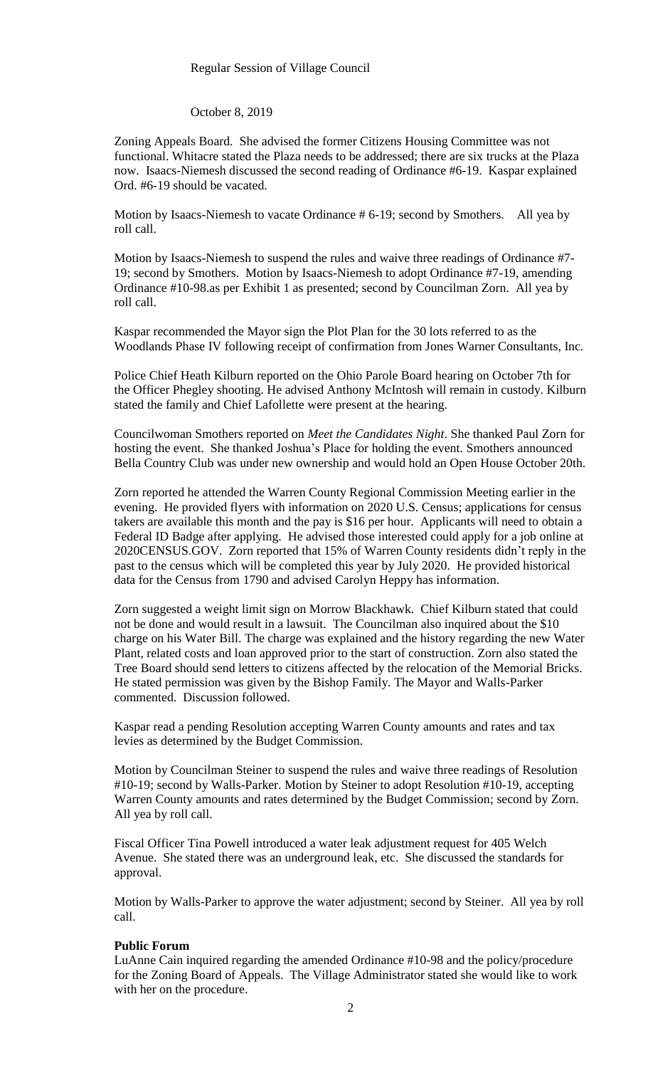Regular Session of Village Council

October 8, 2019

Zoning Appeals Board. She advised the former Citizens Housing Committee was not functional. Whitacre stated the Plaza needs to be addressed; there are six trucks at the Plaza now. Isaacs-Niemesh discussed the second reading of Ordinance #6-19. Kaspar explained Ord. #6-19 should be vacated.

Motion by Isaacs-Niemesh to vacate Ordinance # 6-19; second by Smothers. All yea by roll call.

Motion by Isaacs-Niemesh to suspend the rules and waive three readings of Ordinance #7-19; second by Smothers. Motion by Isaacs-Niemesh to adopt Ordinance #7-19, amending Ordinance #10-98.as per Exhibit 1 as presented; second by Councilman Zorn. All yea by roll call.

Kaspar recommended the Mayor sign the Plot Plan for the 30 lots referred to as the Woodlands Phase IV following receipt of confirmation from Jones Warner Consultants, Inc.

Police Chief Heath Kilburn reported on the Ohio Parole Board hearing on October 7th for the Officer Phegley shooting. He advised Anthony McIntosh will remain in custody. Kilburn stated the family and Chief Lafollette were present at the hearing.

Councilwoman Smothers reported on *Meet the Candidates Night*. She thanked Paul Zorn for hosting the event. She thanked Joshua's Place for holding the event. Smothers announced Bella Country Club was under new ownership and would hold an Open House October 20th.

Zorn reported he attended the Warren County Regional Commission Meeting earlier in the evening. He provided flyers with information on 2020 U.S. Census; applications for census takers are available this month and the pay is $16 per hour. Applicants will need to obtain a Federal ID Badge after applying. He advised those interested could apply for a job online at 2020CENSUS.GOV. Zorn reported that 15% of Warren County residents didn't reply in the past to the census which will be completed this year by July 2020. He provided historical data for the Census from 1790 and advised Carolyn Heppy has information.

Zorn suggested a weight limit sign on Morrow Blackhawk. Chief Kilburn stated that could not be done and would result in a lawsuit. The Councilman also inquired about the $10 charge on his Water Bill. The charge was explained and the history regarding the new Water Plant, related costs and loan approved prior to the start of construction. Zorn also stated the Tree Board should send letters to citizens affected by the relocation of the Memorial Bricks. He stated permission was given by the Bishop Family. The Mayor and Walls-Parker commented. Discussion followed.

Kaspar read a pending Resolution accepting Warren County amounts and rates and tax levies as determined by the Budget Commission.

Motion by Councilman Steiner to suspend the rules and waive three readings of Resolution #10-19; second by Walls-Parker. Motion by Steiner to adopt Resolution #10-19, accepting Warren County amounts and rates determined by the Budget Commission; second by Zorn. All yea by roll call.

Fiscal Officer Tina Powell introduced a water leak adjustment request for 405 Welch Avenue. She stated there was an underground leak, etc. She discussed the standards for approval.

Motion by Walls-Parker to approve the water adjustment; second by Steiner. All yea by roll call.

**Public Forum**

LuAnne Cain inquired regarding the amended Ordinance #10-98 and the policy/procedure for the Zoning Board of Appeals. The Village Administrator stated she would like to work with her on the procedure.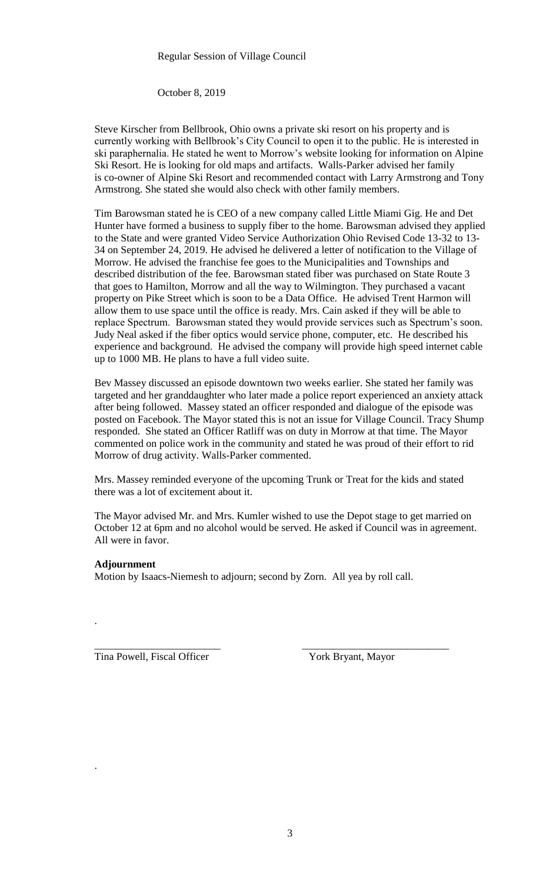Regular Session of Village Council

October 8, 2019

Steve Kirscher from Bellbrook, Ohio owns a private ski resort on his property and is currently working with Bellbrook's City Council to open it to the public. He is interested in ski paraphernalia. He stated he went to Morrow's website looking for information on Alpine Ski Resort. He is looking for old maps and artifacts. Walls-Parker advised her family is co-owner of Alpine Ski Resort and recommended contact with Larry Armstrong and Tony Armstrong. She stated she would also check with other family members.

Tim Barowsman stated he is CEO of a new company called Little Miami Gig. He and Det Hunter have formed a business to supply fiber to the home. Barowsman advised they applied to the State and were granted Video Service Authorization Ohio Revised Code 13-32 to 13-34 on September 24, 2019. He advised he delivered a letter of notification to the Village of Morrow. He advised the franchise fee goes to the Municipalities and Townships and described distribution of the fee. Barowsman stated fiber was purchased on State Route 3 that goes to Hamilton, Morrow and all the way to Wilmington. They purchased a vacant property on Pike Street which is soon to be a Data Office. He advised Trent Harmon will allow them to use space until the office is ready. Mrs. Cain asked if they will be able to replace Spectrum. Barowsman stated they would provide services such as Spectrum's soon. Judy Neal asked if the fiber optics would service phone, computer, etc. He described his experience and background. He advised the company will provide high speed internet cable up to 1000 MB. He plans to have a full video suite.

Bev Massey discussed an episode downtown two weeks earlier. She stated her family was targeted and her granddaughter who later made a police report experienced an anxiety attack after being followed. Massey stated an officer responded and dialogue of the episode was posted on Facebook. The Mayor stated this is not an issue for Village Council. Tracy Shump responded. She stated an Officer Ratliff was on duty in Morrow at that time. The Mayor commented on police work in the community and stated he was proud of their effort to rid Morrow of drug activity. Walls-Parker commented.

Mrs. Massey reminded everyone of the upcoming Trunk or Treat for the kids and stated there was a lot of excitement about it.

The Mayor advised Mr. and Mrs. Kumler wished to use the Depot stage to get married on October 12 at 6pm and no alcohol would be served. He asked if Council was in agreement. All were in favor.

**Adjournment**

Motion by Isaacs-Niemesh to adjourn; second by Zorn. All yea by roll call.

.

\_\_\_\_\_\_\_\_\_\_\_\_\_\_\_\_\_\_\_\_\_\_\_\_ \_\_\_\_\_\_\_\_\_\_\_\_\_\_\_\_\_\_\_\_\_\_\_\_\_\_\_\_

Tina Powell, Fiscal Officer York Bryant, Mayor

.